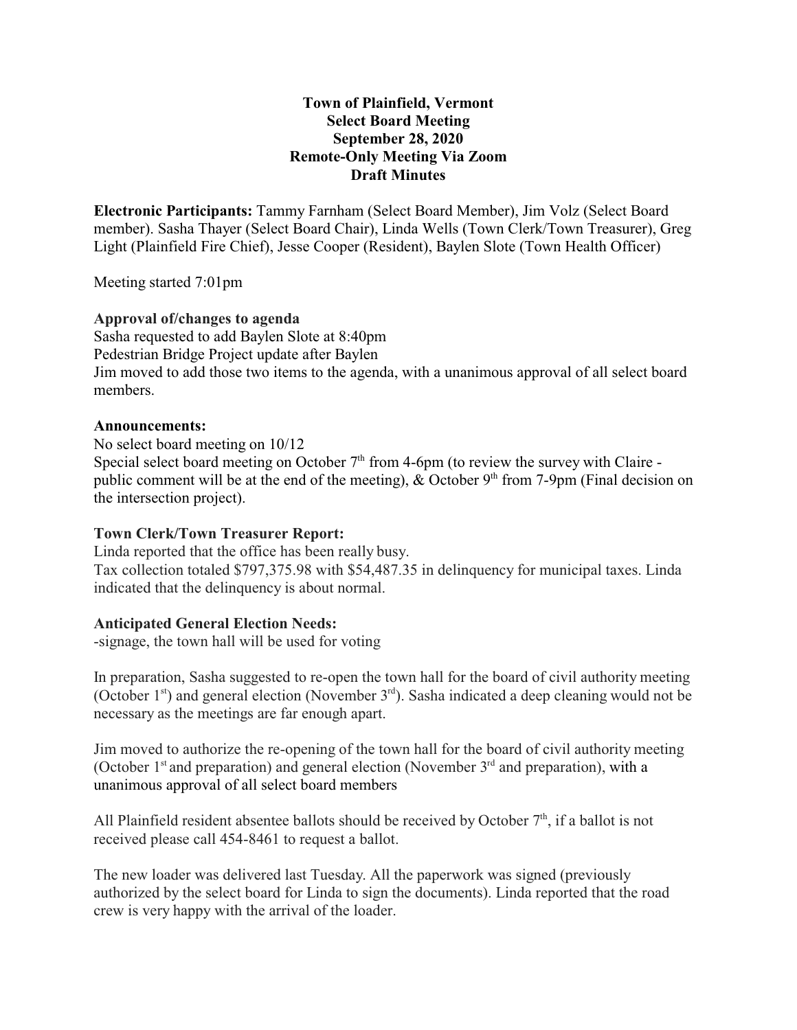**Town of Plainfield, Vermont**
**Select Board Meeting**
**September 28, 2020**
**Remote-Only Meeting Via Zoom**
**Draft Minutes**

**Electronic Participants:** Tammy Farnham (Select Board Member), Jim Volz (Select Board member). Sasha Thayer (Select Board Chair), Linda Wells (Town Clerk/Town Treasurer), Greg Light (Plainfield Fire Chief), Jesse Cooper (Resident), Baylen Slote (Town Health Officer)

Meeting started 7:01pm

**Approval of/changes to agenda**

Sasha requested to add Baylen Slote at 8:40pm
Pedestrian Bridge Project update after Baylen
Jim moved to add those two items to the agenda, with a unanimous approval of all select board members.

**Announcements:**

No select board meeting on 10/12
Special select board meeting on October 7th from 4-6pm (to review the survey with Claire - public comment will be at the end of the meeting), & October 9th from 7-9pm (Final decision on the intersection project).

**Town Clerk/Town Treasurer Report:**

Linda reported that the office has been really busy.
Tax collection totaled $797,375.98 with $54,487.35 in delinquency for municipal taxes. Linda indicated that the delinquency is about normal.

**Anticipated General Election Needs:**

-signage, the town hall will be used for voting

In preparation, Sasha suggested to re-open the town hall for the board of civil authority meeting (October 1st) and general election (November 3rd). Sasha indicated a deep cleaning would not be necessary as the meetings are far enough apart.

Jim moved to authorize the re-opening of the town hall for the board of civil authority meeting (October 1st and preparation) and general election (November 3rd and preparation), with a unanimous approval of all select board members

All Plainfield resident absentee ballots should be received by October 7th, if a ballot is not received please call 454-8461 to request a ballot.

The new loader was delivered last Tuesday. All the paperwork was signed (previously authorized by the select board for Linda to sign the documents). Linda reported that the road crew is very happy with the arrival of the loader.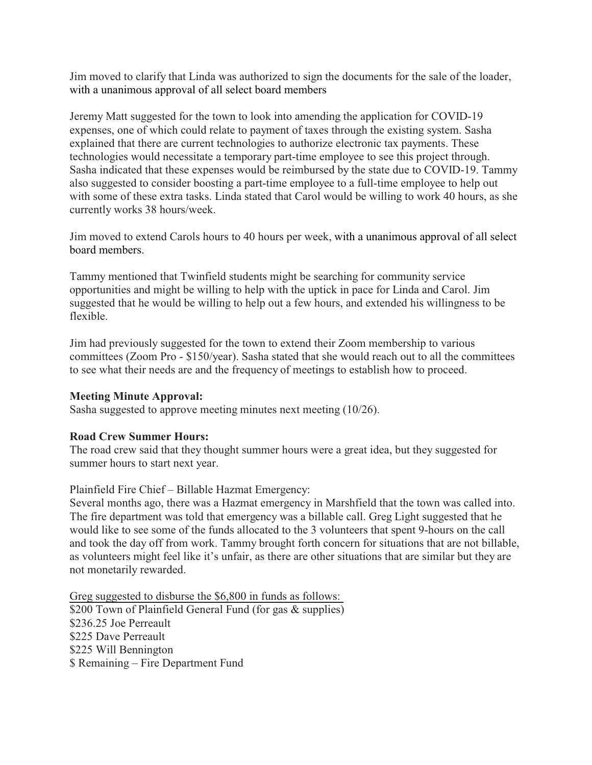Jim moved to clarify that Linda was authorized to sign the documents for the sale of the loader, with a unanimous approval of all select board members

Jeremy Matt suggested for the town to look into amending the application for COVID-19 expenses, one of which could relate to payment of taxes through the existing system. Sasha explained that there are current technologies to authorize electronic tax payments. These technologies would necessitate a temporary part-time employee to see this project through. Sasha indicated that these expenses would be reimbursed by the state due to COVID-19. Tammy also suggested to consider boosting a part-time employee to a full-time employee to help out with some of these extra tasks. Linda stated that Carol would be willing to work 40 hours, as she currently works 38 hours/week.

Jim moved to extend Carols hours to 40 hours per week, with a unanimous approval of all select board members.

Tammy mentioned that Twinfield students might be searching for community service opportunities and might be willing to help with the uptick in pace for Linda and Carol. Jim suggested that he would be willing to help out a few hours, and extended his willingness to be flexible.

Jim had previously suggested for the town to extend their Zoom membership to various committees (Zoom Pro - $150/year). Sasha stated that she would reach out to all the committees to see what their needs are and the frequency of meetings to establish how to proceed.

**Meeting Minute Approval:**
Sasha suggested to approve meeting minutes next meeting (10/26).

**Road Crew Summer Hours:**
The road crew said that they thought summer hours were a great idea, but they suggested for summer hours to start next year.

Plainfield Fire Chief – Billable Hazmat Emergency:
Several months ago, there was a Hazmat emergency in Marshfield that the town was called into. The fire department was told that emergency was a billable call. Greg Light suggested that he would like to see some of the funds allocated to the 3 volunteers that spent 9-hours on the call and took the day off from work. Tammy brought forth concern for situations that are not billable, as volunteers might feel like it's unfair, as there are other situations that are similar but they are not monetarily rewarded.

<u>Greg suggested to disburse the $6,800 in funds as follows:</u>
$200 Town of Plainfield General Fund (for gas & supplies)
$236.25 Joe Perreault
$225 Dave Perreault
$225 Will Bennington
$ Remaining – Fire Department Fund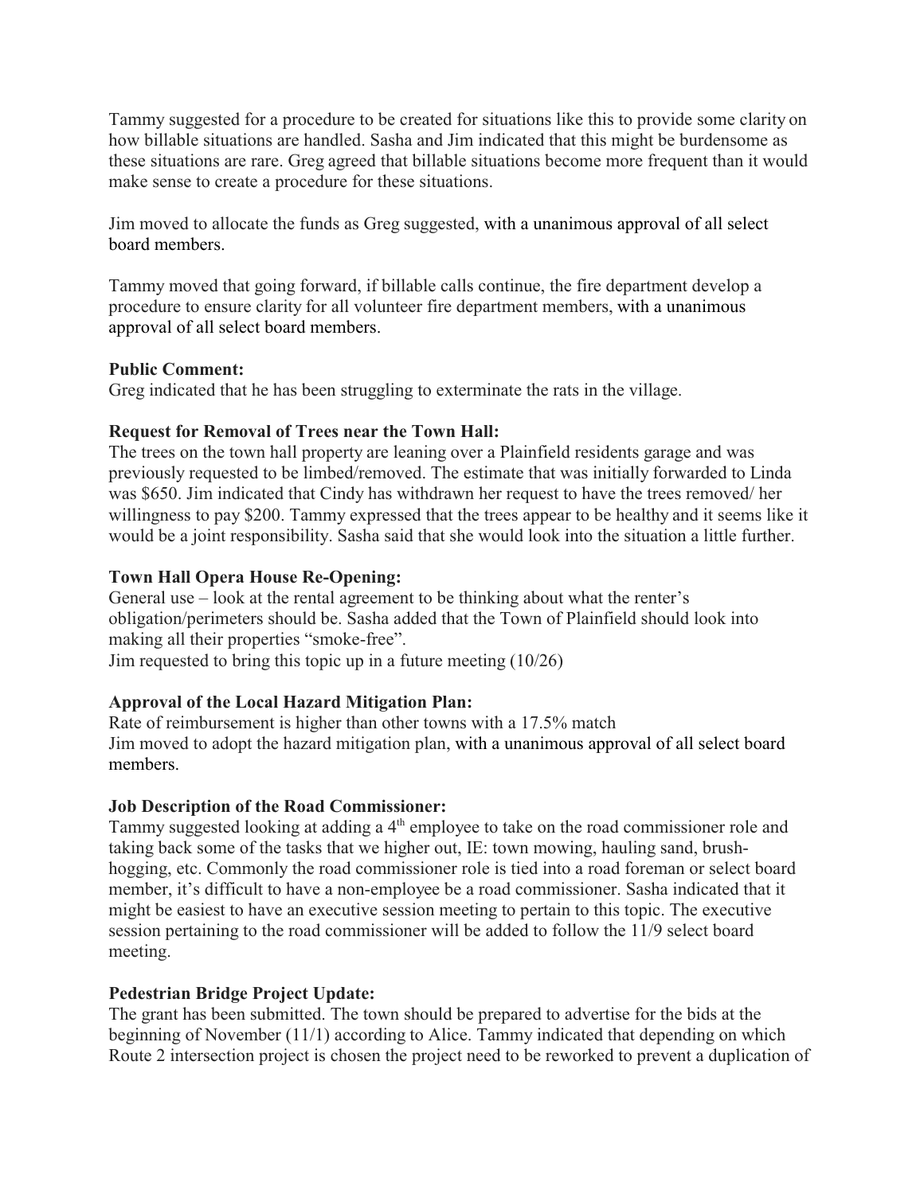Tammy suggested for a procedure to be created for situations like this to provide some clarity on how billable situations are handled. Sasha and Jim indicated that this might be burdensome as these situations are rare. Greg agreed that billable situations become more frequent than it would make sense to create a procedure for these situations.

Jim moved to allocate the funds as Greg suggested, with a unanimous approval of all select board members.

Tammy moved that going forward, if billable calls continue, the fire department develop a procedure to ensure clarity for all volunteer fire department members, with a unanimous approval of all select board members.

**Public Comment:**
Greg indicated that he has been struggling to exterminate the rats in the village.

**Request for Removal of Trees near the Town Hall:**
The trees on the town hall property are leaning over a Plainfield residents garage and was previously requested to be limbed/removed. The estimate that was initially forwarded to Linda was $650. Jim indicated that Cindy has withdrawn her request to have the trees removed/ her willingness to pay $200. Tammy expressed that the trees appear to be healthy and it seems like it would be a joint responsibility. Sasha said that she would look into the situation a little further.

**Town Hall Opera House Re-Opening:**
General use – look at the rental agreement to be thinking about what the renter's obligation/perimeters should be. Sasha added that the Town of Plainfield should look into making all their properties "smoke-free".
Jim requested to bring this topic up in a future meeting (10/26)

**Approval of the Local Hazard Mitigation Plan:**
Rate of reimbursement is higher than other towns with a 17.5% match
Jim moved to adopt the hazard mitigation plan, with a unanimous approval of all select board members.

**Job Description of the Road Commissioner:**
Tammy suggested looking at adding a 4th employee to take on the road commissioner role and taking back some of the tasks that we higher out, IE: town mowing, hauling sand, brush-hogging, etc. Commonly the road commissioner role is tied into a road foreman or select board member, it's difficult to have a non-employee be a road commissioner. Sasha indicated that it might be easiest to have an executive session meeting to pertain to this topic. The executive session pertaining to the road commissioner will be added to follow the 11/9 select board meeting.

**Pedestrian Bridge Project Update:**
The grant has been submitted. The town should be prepared to advertise for the bids at the beginning of November (11/1) according to Alice. Tammy indicated that depending on which Route 2 intersection project is chosen the project need to be reworked to prevent a duplication of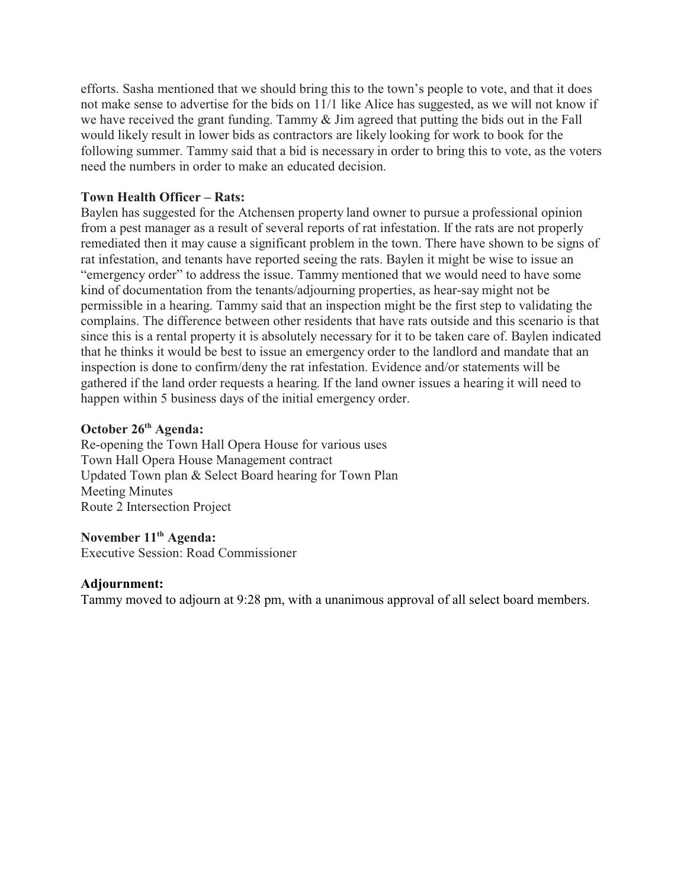efforts. Sasha mentioned that we should bring this to the town's people to vote, and that it does not make sense to advertise for the bids on 11/1 like Alice has suggested, as we will not know if we have received the grant funding. Tammy & Jim agreed that putting the bids out in the Fall would likely result in lower bids as contractors are likely looking for work to book for the following summer. Tammy said that a bid is necessary in order to bring this to vote, as the voters need the numbers in order to make an educated decision.

**Town Health Officer – Rats:**

Baylen has suggested for the Atchensen property land owner to pursue a professional opinion from a pest manager as a result of several reports of rat infestation. If the rats are not properly remediated then it may cause a significant problem in the town. There have shown to be signs of rat infestation, and tenants have reported seeing the rats. Baylen it might be wise to issue an "emergency order" to address the issue. Tammy mentioned that we would need to have some kind of documentation from the tenants/adjourning properties, as hear-say might not be permissible in a hearing. Tammy said that an inspection might be the first step to validating the complains. The difference between other residents that have rats outside and this scenario is that since this is a rental property it is absolutely necessary for it to be taken care of. Baylen indicated that he thinks it would be best to issue an emergency order to the landlord and mandate that an inspection is done to confirm/deny the rat infestation. Evidence and/or statements will be gathered if the land order requests a hearing. If the land owner issues a hearing it will need to happen within 5 business days of the initial emergency order.

**October 26th Agenda:**

Re-opening the Town Hall Opera House for various uses
Town Hall Opera House Management contract
Updated Town plan & Select Board hearing for Town Plan
Meeting Minutes
Route 2 Intersection Project

**November 11th Agenda:**

Executive Session: Road Commissioner

**Adjournment:**

Tammy moved to adjourn at 9:28 pm, with a unanimous approval of all select board members.